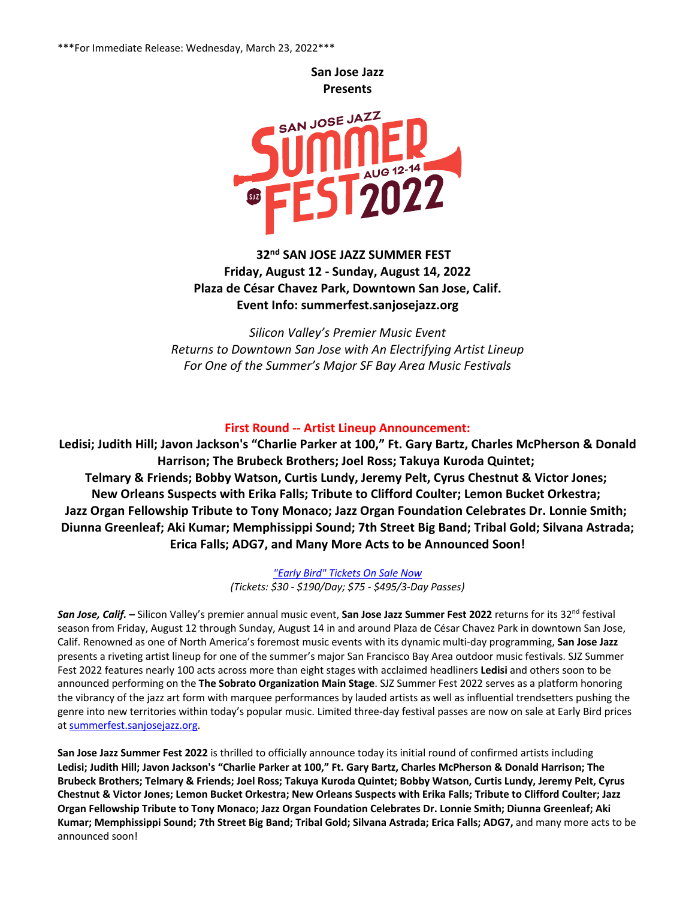***For Immediate Release: Wednesday, March 23, 2022***

**San Jose Jazz**
**Presents**

SAN JOSE JAZZ SUMMER FEST AUG 12-14 2022

**32nd SAN JOSE JAZZ SUMMER FEST**
**Friday, August 12 - Sunday, August 14, 2022**
**Plaza de César Chavez Park, Downtown San Jose, Calif.**
**Event Info: summerfest.sanjosejazz.org**

*Silicon Valley's Premier Music Event*
*Returns to Downtown San Jose with An Electrifying Artist Lineup*
*For One of the Summer's Major SF Bay Area Music Festivals*

## First Round -- Artist Lineup Announcement:

**Ledisi; Judith Hill; Javon Jackson's "Charlie Parker at 100," Ft. Gary Bartz, Charles McPherson & Donald Harrison; The Brubeck Brothers; Joel Ross; Takuya Kuroda Quintet; Telmary & Friends; Bobby Watson, Curtis Lundy, Jeremy Pelt, Cyrus Chestnut & Victor Jones; New Orleans Suspects with Erika Falls; Tribute to Clifford Coulter; Lemon Bucket Orkestra; Jazz Organ Fellowship Tribute to Tony Monaco; Jazz Organ Foundation Celebrates Dr. Lonnie Smith; Diunna Greenleaf; Aki Kumar; Memphissippi Sound; 7th Street Big Band; Tribal Gold; Silvana Astrada; Erica Falls; ADG7, and Many More Acts to be Announced Soon!**

*"Early Bird" Tickets On Sale Now*
*(Tickets: $30 - $190/Day; $75 - $495/3-Day Passes)*

***San Jose, Calif.*** **–** Silicon Valley's premier annual music event, **San Jose Jazz Summer Fest 2022** returns for its 32nd festival season from Friday, August 12 through Sunday, August 14 in and around Plaza de César Chavez Park in downtown San Jose, Calif. Renowned as one of North America's foremost music events with its dynamic multi-day programming, **San Jose Jazz** presents a riveting artist lineup for one of the summer's major San Francisco Bay Area outdoor music festivals. SJZ Summer Fest 2022 features nearly 100 acts across more than eight stages with acclaimed headliners **Ledisi** and others soon to be announced performing on the **The Sobrato Organization Main Stage**. SJZ Summer Fest 2022 serves as a platform honoring the vibrancy of the jazz art form with marquee performances by lauded artists as well as influential trendsetters pushing the genre into new territories within today's popular music. Limited three-day festival passes are now on sale at Early Bird prices at summerfest.sanjosejazz.org.

**San Jose Jazz Summer Fest 2022** is thrilled to officially announce today its initial round of confirmed artists including **Ledisi; Judith Hill; Javon Jackson's "Charlie Parker at 100," Ft. Gary Bartz, Charles McPherson & Donald Harrison; The Brubeck Brothers; Telmary & Friends; Joel Ross; Takuya Kuroda Quintet; Bobby Watson, Curtis Lundy, Jeremy Pelt, Cyrus Chestnut & Victor Jones; Lemon Bucket Orkestra; New Orleans Suspects with Erika Falls; Tribute to Clifford Coulter; Jazz Organ Fellowship Tribute to Tony Monaco; Jazz Organ Foundation Celebrates Dr. Lonnie Smith; Diunna Greenleaf; Aki Kumar; Memphissippi Sound; 7th Street Big Band; Tribal Gold; Silvana Astrada; Erica Falls; ADG7,** and many more acts to be announced soon!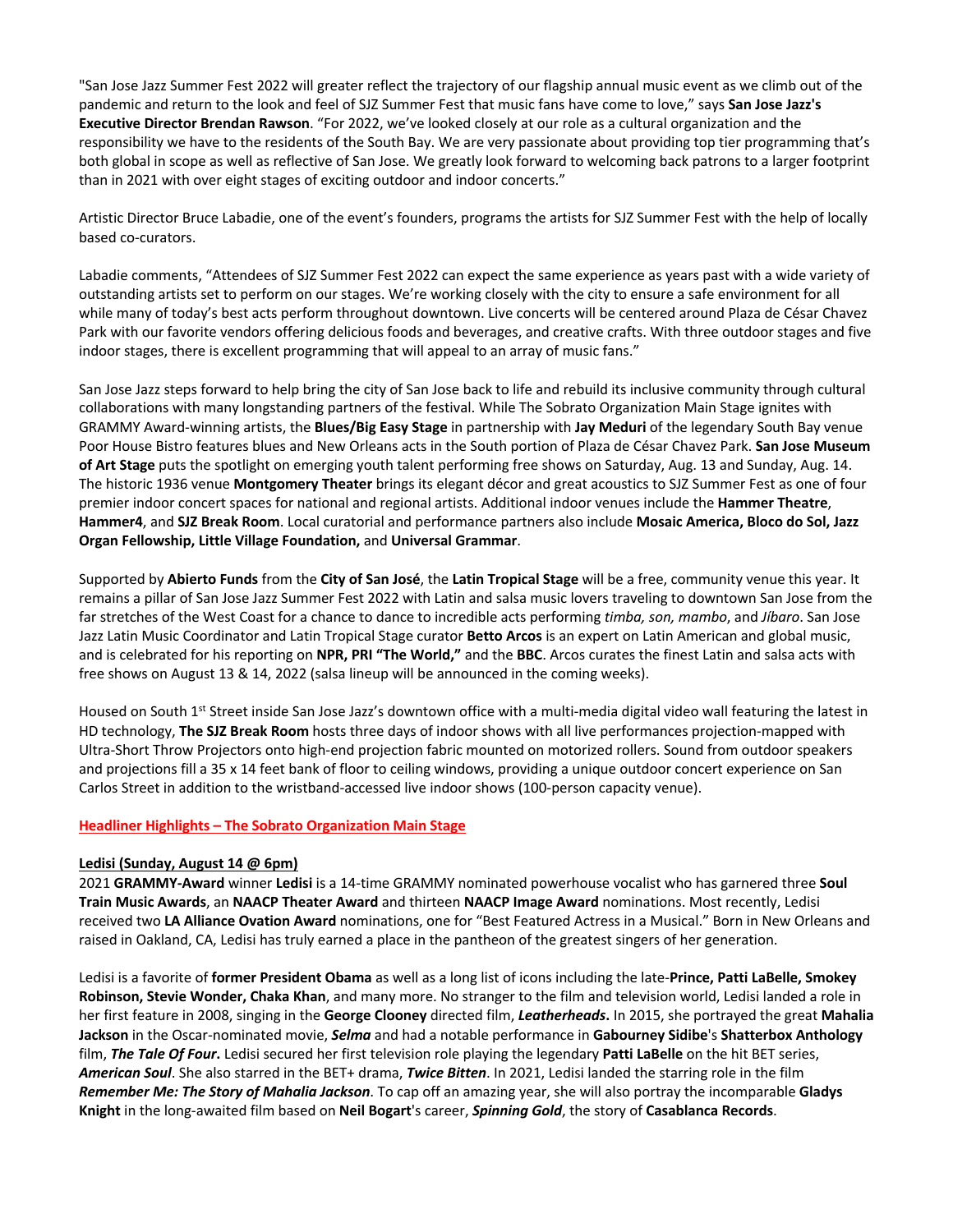"San Jose Jazz Summer Fest 2022 will greater reflect the trajectory of our flagship annual music event as we climb out of the pandemic and return to the look and feel of SJZ Summer Fest that music fans have come to love," says **San Jose Jazz's Executive Director Brendan Rawson**. "For 2022, we've looked closely at our role as a cultural organization and the responsibility we have to the residents of the South Bay. We are very passionate about providing top tier programming that's both global in scope as well as reflective of San Jose. We greatly look forward to welcoming back patrons to a larger footprint than in 2021 with over eight stages of exciting outdoor and indoor concerts."

Artistic Director Bruce Labadie, one of the event's founders, programs the artists for SJZ Summer Fest with the help of locally based co-curators.

Labadie comments, "Attendees of SJZ Summer Fest 2022 can expect the same experience as years past with a wide variety of outstanding artists set to perform on our stages. We're working closely with the city to ensure a safe environment for all while many of today's best acts perform throughout downtown. Live concerts will be centered around Plaza de César Chavez Park with our favorite vendors offering delicious foods and beverages, and creative crafts. With three outdoor stages and five indoor stages, there is excellent programming that will appeal to an array of music fans."

San Jose Jazz steps forward to help bring the city of San Jose back to life and rebuild its inclusive community through cultural collaborations with many longstanding partners of the festival. While The Sobrato Organization Main Stage ignites with GRAMMY Award-winning artists, the **Blues/Big Easy Stage** in partnership with **Jay Meduri** of the legendary South Bay venue Poor House Bistro features blues and New Orleans acts in the South portion of Plaza de César Chavez Park. **San Jose Museum of Art Stage** puts the spotlight on emerging youth talent performing free shows on Saturday, Aug. 13 and Sunday, Aug. 14. The historic 1936 venue **Montgomery Theater** brings its elegant décor and great acoustics to SJZ Summer Fest as one of four premier indoor concert spaces for national and regional artists. Additional indoor venues include the **Hammer Theatre**, **Hammer4**, and **SJZ Break Room**. Local curatorial and performance partners also include **Mosaic America, Bloco do Sol, Jazz Organ Fellowship, Little Village Foundation,** and **Universal Grammar**.

Supported by **Abierto Funds** from the **City of San José**, the **Latin Tropical Stage** will be a free, community venue this year. It remains a pillar of San Jose Jazz Summer Fest 2022 with Latin and salsa music lovers traveling to downtown San Jose from the far stretches of the West Coast for a chance to dance to incredible acts performing *timba, son, mambo*, and *Jíbaro*. San Jose Jazz Latin Music Coordinator and Latin Tropical Stage curator **Betto Arcos** is an expert on Latin American and global music, and is celebrated for his reporting on **NPR, PRI "The World,"** and the **BBC**. Arcos curates the finest Latin and salsa acts with free shows on August 13 & 14, 2022 (salsa lineup will be announced in the coming weeks).

Housed on South 1st Street inside San Jose Jazz's downtown office with a multi-media digital video wall featuring the latest in HD technology, **The SJZ Break Room** hosts three days of indoor shows with all live performances projection-mapped with Ultra-Short Throw Projectors onto high-end projection fabric mounted on motorized rollers. Sound from outdoor speakers and projections fill a 35 x 14 feet bank of floor to ceiling windows, providing a unique outdoor concert experience on San Carlos Street in addition to the wristband-accessed live indoor shows (100-person capacity venue).

## Headliner Highlights – The Sobrato Organization Main Stage

### Ledisi (Sunday, August 14 @ 6pm)

2021 **GRAMMY-Award** winner **Ledisi** is a 14-time GRAMMY nominated powerhouse vocalist who has garnered three **Soul Train Music Awards**, an **NAACP Theater Award** and thirteen **NAACP Image Award** nominations. Most recently, Ledisi received two **LA Alliance Ovation Award** nominations, one for "Best Featured Actress in a Musical." Born in New Orleans and raised in Oakland, CA, Ledisi has truly earned a place in the pantheon of the greatest singers of her generation.

Ledisi is a favorite of **former President Obama** as well as a long list of icons including the late-**Prince, Patti LaBelle, Smokey Robinson, Stevie Wonder, Chaka Khan**, and many more. No stranger to the film and television world, Ledisi landed a role in her first feature in 2008, singing in the **George Clooney** directed film, ***Leatherheads*.** In 2015, she portrayed the great **Mahalia Jackson** in the Oscar-nominated movie, ***Selma*** and had a notable performance in **Gabourney Sidibe**'s **Shatterbox Anthology** film, ***The Tale Of Four*.** Ledisi secured her first television role playing the legendary **Patti LaBelle** on the hit BET series, ***American Soul***. She also starred in the BET+ drama, ***Twice Bitten***. In 2021, Ledisi landed the starring role in the film ***Remember Me: The Story of Mahalia Jackson***. To cap off an amazing year, she will also portray the incomparable **Gladys Knight** in the long-awaited film based on **Neil Bogart**'s career, ***Spinning Gold***, the story of **Casablanca Records**.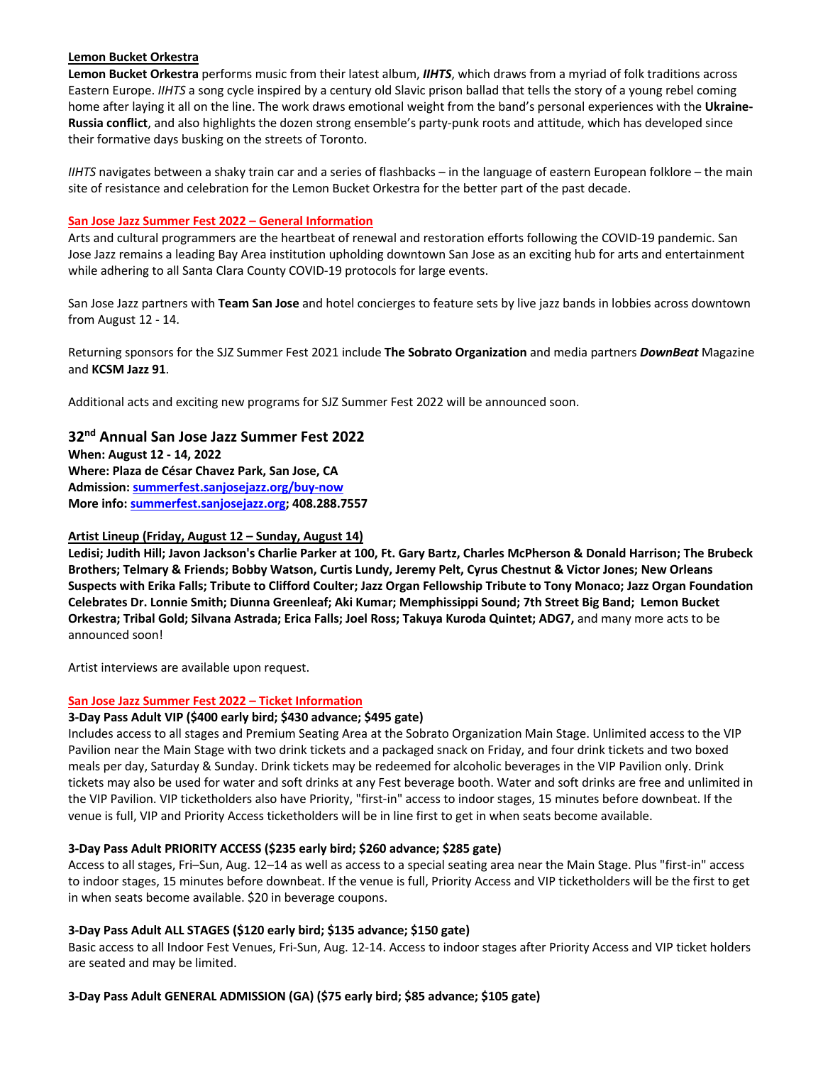**Lemon Bucket Orkestra**

**Lemon Bucket Orkestra** performs music from their latest album, ***IIHTS***, which draws from a myriad of folk traditions across Eastern Europe. *IIHTS* a song cycle inspired by a century old Slavic prison ballad that tells the story of a young rebel coming home after laying it all on the line. The work draws emotional weight from the band's personal experiences with the **Ukraine-Russia conflict**, and also highlights the dozen strong ensemble's party-punk roots and attitude, which has developed since their formative days busking on the streets of Toronto.

*IIHTS* navigates between a shaky train car and a series of flashbacks – in the language of eastern European folklore – the main site of resistance and celebration for the Lemon Bucket Orkestra for the better part of the past decade.

**San Jose Jazz Summer Fest 2022 – General Information**

Arts and cultural programmers are the heartbeat of renewal and restoration efforts following the COVID-19 pandemic. San Jose Jazz remains a leading Bay Area institution upholding downtown San Jose as an exciting hub for arts and entertainment while adhering to all Santa Clara County COVID-19 protocols for large events.

San Jose Jazz partners with **Team San Jose** and hotel concierges to feature sets by live jazz bands in lobbies across downtown from August 12 - 14.

Returning sponsors for the SJZ Summer Fest 2021 include **The Sobrato Organization** and media partners ***DownBeat*** Magazine and **KCSM Jazz 91**.

Additional acts and exciting new programs for SJZ Summer Fest 2022 will be announced soon.

## 32nd Annual San Jose Jazz Summer Fest 2022

**When: August 12 - 14, 2022**
**Where: Plaza de César Chavez Park, San Jose, CA**
**Admission: summerfest.sanjosejazz.org/buy-now**
**More info: summerfest.sanjosejazz.org; 408.288.7557**

**Artist Lineup (Friday, August 12 – Sunday, August 14)**

**Ledisi; Judith Hill; Javon Jackson's Charlie Parker at 100, Ft. Gary Bartz, Charles McPherson & Donald Harrison; The Brubeck Brothers; Telmary & Friends; Bobby Watson, Curtis Lundy, Jeremy Pelt, Cyrus Chestnut & Victor Jones; New Orleans Suspects with Erika Falls; Tribute to Clifford Coulter; Jazz Organ Fellowship Tribute to Tony Monaco; Jazz Organ Foundation Celebrates Dr. Lonnie Smith; Diunna Greenleaf; Aki Kumar; Memphissippi Sound; 7th Street Big Band; Lemon Bucket Orkestra; Tribal Gold; Silvana Astrada; Erica Falls; Joel Ross; Takuya Kuroda Quintet; ADG7,** and many more acts to be announced soon!

Artist interviews are available upon request.

**San Jose Jazz Summer Fest 2022 – Ticket Information**

**3-Day Pass Adult VIP ($400 early bird; $430 advance; $495 gate)**

Includes access to all stages and Premium Seating Area at the Sobrato Organization Main Stage. Unlimited access to the VIP Pavilion near the Main Stage with two drink tickets and a packaged snack on Friday, and four drink tickets and two boxed meals per day, Saturday & Sunday. Drink tickets may be redeemed for alcoholic beverages in the VIP Pavilion only. Drink tickets may also be used for water and soft drinks at any Fest beverage booth. Water and soft drinks are free and unlimited in the VIP Pavilion. VIP ticketholders also have Priority, "first-in" access to indoor stages, 15 minutes before downbeat. If the venue is full, VIP and Priority Access ticketholders will be in line first to get in when seats become available.

**3-Day Pass Adult PRIORITY ACCESS ($235 early bird; $260 advance; $285 gate)**

Access to all stages, Fri–Sun, Aug. 12–14 as well as access to a special seating area near the Main Stage. Plus "first-in" access to indoor stages, 15 minutes before downbeat. If the venue is full, Priority Access and VIP ticketholders will be the first to get in when seats become available. $20 in beverage coupons.

**3-Day Pass Adult ALL STAGES ($120 early bird; $135 advance; $150 gate)**

Basic access to all Indoor Fest Venues, Fri-Sun, Aug. 12-14. Access to indoor stages after Priority Access and VIP ticket holders are seated and may be limited.

**3-Day Pass Adult GENERAL ADMISSION (GA) ($75 early bird; $85 advance; $105 gate)**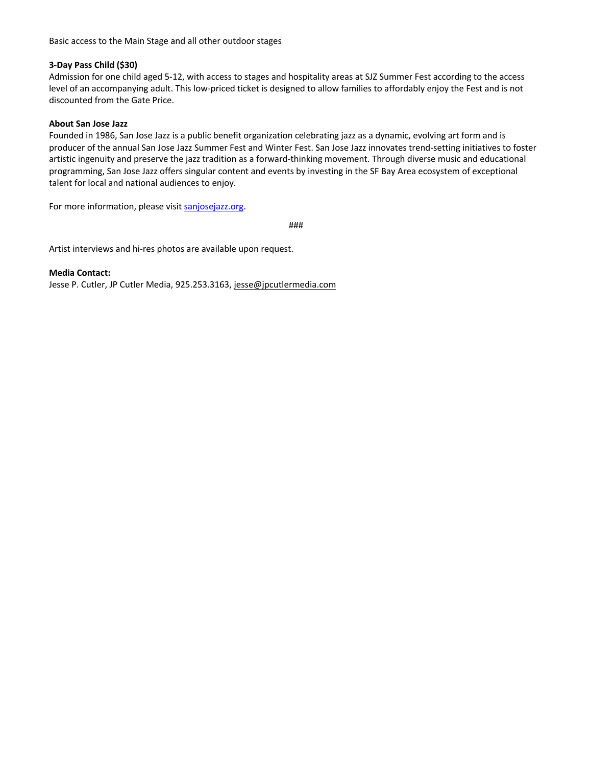Basic access to the Main Stage and all other outdoor stages

**3-Day Pass Child ($30)**
Admission for one child aged 5-12, with access to stages and hospitality areas at SJZ Summer Fest according to the access level of an accompanying adult. This low-priced ticket is designed to allow families to affordably enjoy the Fest and is not discounted from the Gate Price.

**About San Jose Jazz**
Founded in 1986, San Jose Jazz is a public benefit organization celebrating jazz as a dynamic, evolving art form and is producer of the annual San Jose Jazz Summer Fest and Winter Fest. San Jose Jazz innovates trend-setting initiatives to foster artistic ingenuity and preserve the jazz tradition as a forward-thinking movement. Through diverse music and educational programming, San Jose Jazz offers singular content and events by investing in the SF Bay Area ecosystem of exceptional talent for local and national audiences to enjoy.

For more information, please visit [sanjosejazz.org](sanjosejazz.org).

###

Artist interviews and hi-res photos are available upon request.

**Media Contact:**
Jesse P. Cutler, JP Cutler Media, 925.253.3163, jesse@jpcutlermedia.com